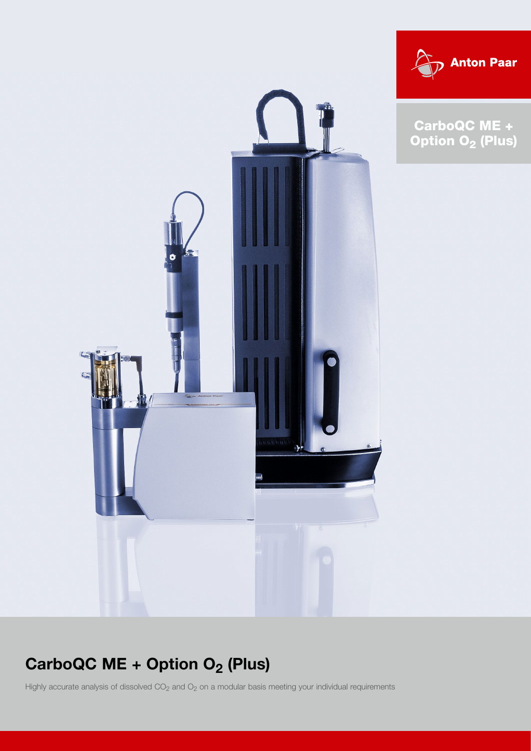Anton Paar

CarboQC ME + Option $O_2$ (Plus)

# CarboQC ME + Option $O_2$ (Plus)

Highly accurate analysis of dissolved $CO_2$ and $O_2$ on a modular basis meeting your individual requirements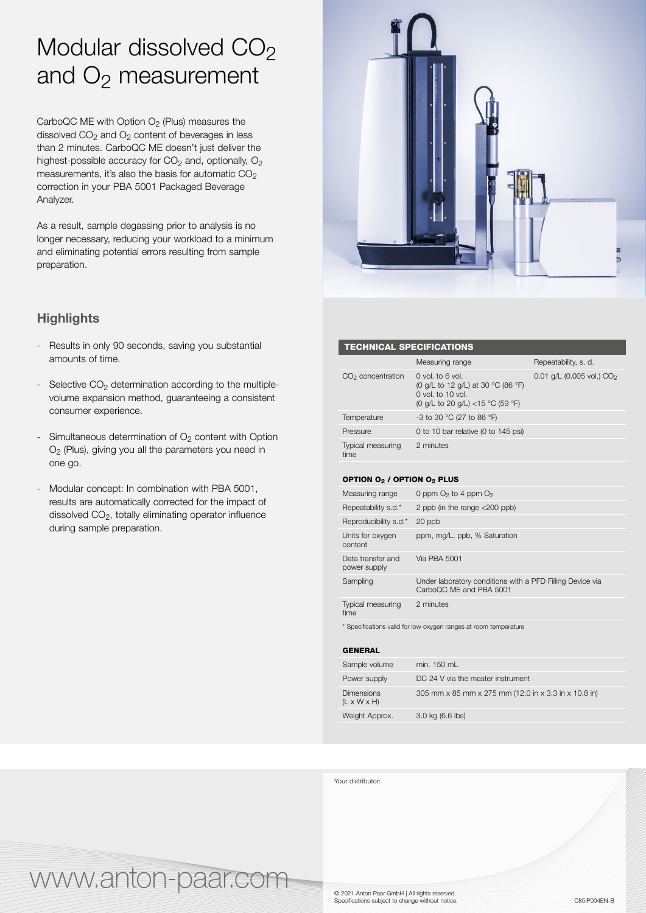# Modular dissolved $CO_2$ and $O_2$ measurement

CarboQC ME with Option $O_2$ (Plus) measures the dissolved $CO_2$ and $O_2$ content of beverages in less than 2 minutes. CarboQC ME doesn't just deliver the highest-possible accuracy for $CO_2$ and, optionally, $O_2$ measurements, it's also the basis for automatic $CO_2$ correction in your PBA 5001 Packaged Beverage Analyzer.

As a result, sample degassing prior to analysis is no longer necessary, reducing your workload to a minimum and eliminating potential errors resulting from sample preparation.

## Highlights

- Results in only 90 seconds, saving you substantial amounts of time.
- Selective $CO_2$ determination according to the multiple-volume expansion method, guaranteeing a consistent consumer experience.
- Simultaneous determination of $O_2$ content with Option $O_2$ (Plus), giving you all the parameters you need in one go.
- Modular concept: In combination with PBA 5001, results are automatically corrected for the impact of dissolved $CO_2$, totally eliminating operator influence during sample preparation.

### TECHNICAL SPECIFICATIONS

| | Measuring range | Repeatability, s. d. |
|---|---|---|
| $CO_2$ concentration | 0 vol. to 6 vol.<br>(0 g/L to 12 g/L) at 30 °C (86 °F)<br>0 vol. to 10 vol.<br>(0 g/L to 20 g/L) <15 °C (59 °F) | 0.01 g/L (0.005 vol.) $CO_2$ |
| Temperature | -3 to 30 °C (27 to 86 °F) | |
| Pressure | 0 to 10 bar relative (0 to 145 psi) | |
| Typical measuring time | 2 minutes | |

### OPTION $O_2$ / OPTION $O_2$ PLUS

| | |
|---|---|
| Measuring range | 0 ppm $O_2$ to 4 ppm $O_2$ |
| Repeatability s.d.* | 2 ppb (in the range <200 ppb) |
| Reproducibility s.d.* | 20 ppb |
| Units for oxygen content | ppm, mg/L, ppb, % Saturation |
| Data transfer and power supply | Via PBA 5001 |
| Sampling | Under laboratory conditions with a PFD Filling Device via CarboQC ME and PBA 5001 |
| Typical measuring time | 2 minutes |

* Specifications valid for low oxygen ranges at room temperature

### GENERAL

| | |
|---|---|
| Sample volume | min. 150 mL |
| Power supply | DC 24 V via the master instrument |
| Dimensions (L x W x H) | 305 mm x 85 mm x 275 mm (12.0 in x 3.3 in x 10.8 in) |
| Weight Approx. | 3.0 kg (6.6 lbs) |

Your distributor:

www.anton-paar.com

© 2021 Anton Paar GmbH | All rights reserved.
Specifications subject to change without notice.

C85IP004EN-B